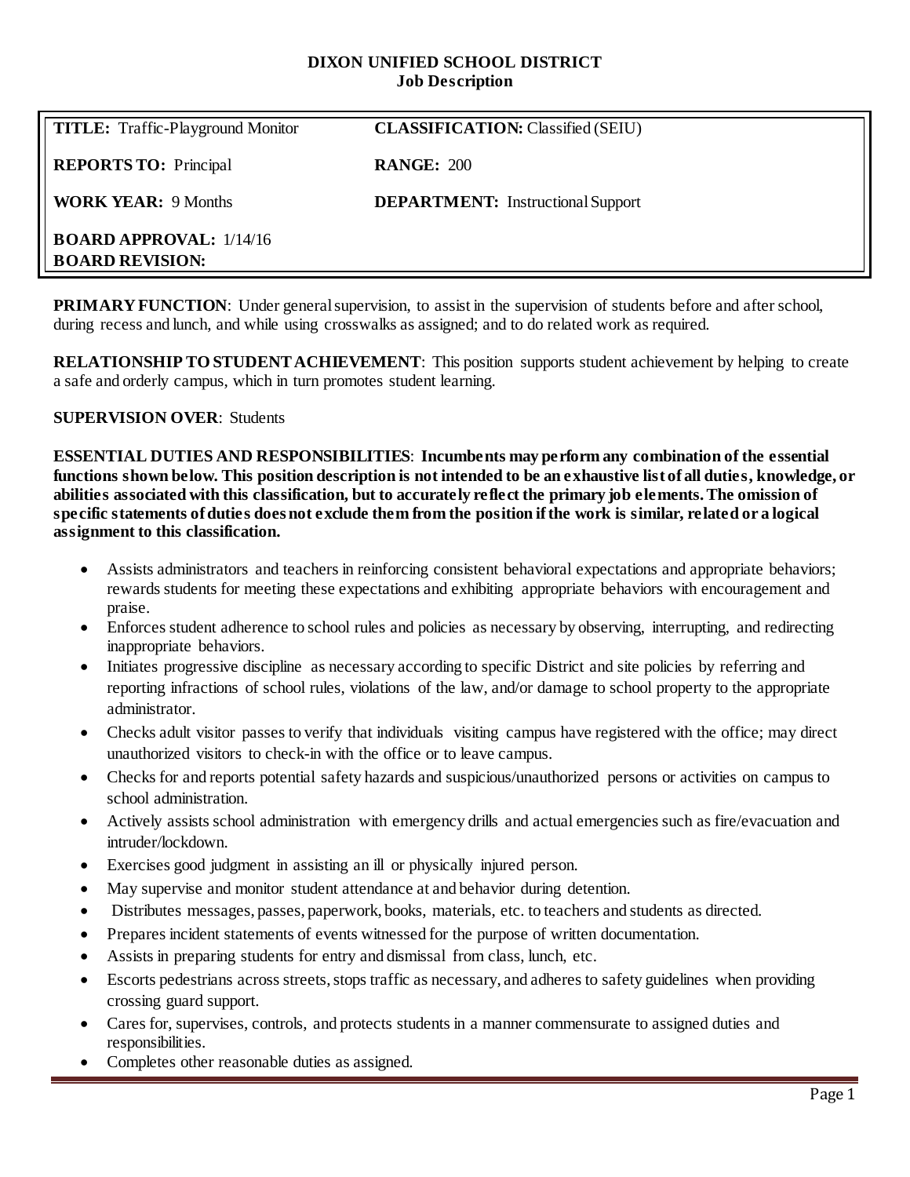**DIXON UNIFIED SCHOOL DISTRICT**
**Job Description**

| | |
|---|---|
| **TITLE:** Traffic-Playground Monitor | **CLASSIFICATION:** Classified (SEIU) |
| **REPORTS TO:** Principal | **RANGE:** 200 |
| **WORK YEAR:** 9 Months | **DEPARTMENT:** Instructional Support |
| **BOARD APPROVAL:** 1/14/16<br>**BOARD REVISION:** | |

**PRIMARY FUNCTION**: Under general supervision, to assist in the supervision of students before and after school, during recess and lunch, and while using crosswalks as assigned; and to do related work as required.

**RELATIONSHIP TO STUDENT ACHIEVEMENT**: This position supports student achievement by helping to create a safe and orderly campus, which in turn promotes student learning.

**SUPERVISION OVER**: Students

**ESSENTIAL DUTIES AND RESPONSIBILITIES**: **Incumbents may perform any combination of the essential functions shown below. This position description is not intended to be an exhaustive list of all duties, knowledge, or abilities associated with this classification, but to accurately reflect the primary job elements. The omission of specific statements of duties does not exclude them from the position if the work is similar, related or a logical assignment to this classification.**

- Assists administrators and teachers in reinforcing consistent behavioral expectations and appropriate behaviors; rewards students for meeting these expectations and exhibiting appropriate behaviors with encouragement and praise.
- Enforces student adherence to school rules and policies as necessary by observing, interrupting, and redirecting inappropriate behaviors.
- Initiates progressive discipline as necessary according to specific District and site policies by referring and reporting infractions of school rules, violations of the law, and/or damage to school property to the appropriate administrator.
- Checks adult visitor passes to verify that individuals visiting campus have registered with the office; may direct unauthorized visitors to check-in with the office or to leave campus.
- Checks for and reports potential safety hazards and suspicious/unauthorized persons or activities on campus to school administration.
- Actively assists school administration with emergency drills and actual emergencies such as fire/evacuation and intruder/lockdown.
- Exercises good judgment in assisting an ill or physically injured person.
- May supervise and monitor student attendance at and behavior during detention.
- Distributes messages, passes, paperwork, books, materials, etc. to teachers and students as directed.
- Prepares incident statements of events witnessed for the purpose of written documentation.
- Assists in preparing students for entry and dismissal from class, lunch, etc.
- Escorts pedestrians across streets, stops traffic as necessary, and adheres to safety guidelines when providing crossing guard support.
- Cares for, supervises, controls, and protects students in a manner commensurate to assigned duties and responsibilities.
- Completes other reasonable duties as assigned.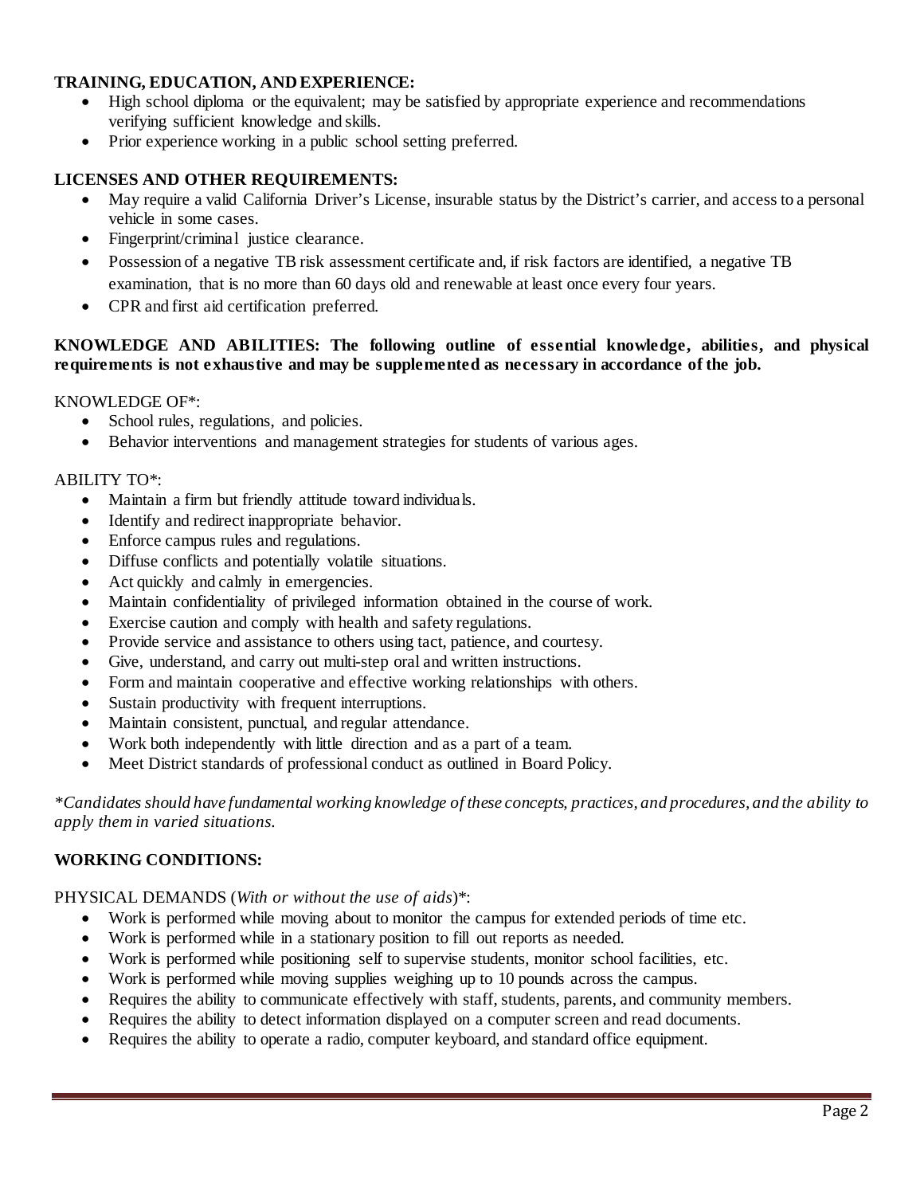**TRAINING, EDUCATION, AND EXPERIENCE:**

- High school diploma or the equivalent; may be satisfied by appropriate experience and recommendations verifying sufficient knowledge and skills.
- Prior experience working in a public school setting preferred.

**LICENSES AND OTHER REQUIREMENTS:**

- May require a valid California Driver's License, insurable status by the District's carrier, and access to a personal vehicle in some cases.
- Fingerprint/criminal justice clearance.
- Possession of a negative TB risk assessment certificate and, if risk factors are identified, a negative TB examination, that is no more than 60 days old and renewable at least once every four years.
- CPR and first aid certification preferred.

**KNOWLEDGE AND ABILITIES: The following outline of essential knowledge, abilities, and physical requirements is not exhaustive and may be supplemented as necessary in accordance of the job.**

KNOWLEDGE OF*:

- School rules, regulations, and policies.
- Behavior interventions and management strategies for students of various ages.

ABILITY TO*:

- Maintain a firm but friendly attitude toward individuals.
- Identify and redirect inappropriate behavior.
- Enforce campus rules and regulations.
- Diffuse conflicts and potentially volatile situations.
- Act quickly and calmly in emergencies.
- Maintain confidentiality of privileged information obtained in the course of work.
- Exercise caution and comply with health and safety regulations.
- Provide service and assistance to others using tact, patience, and courtesy.
- Give, understand, and carry out multi-step oral and written instructions.
- Form and maintain cooperative and effective working relationships with others.
- Sustain productivity with frequent interruptions.
- Maintain consistent, punctual, and regular attendance.
- Work both independently with little direction and as a part of a team.
- Meet District standards of professional conduct as outlined in Board Policy.

*\*Candidates should have fundamental working knowledge of these concepts, practices, and procedures, and the ability to apply them in varied situations.*

**WORKING CONDITIONS:**

PHYSICAL DEMANDS (*With or without the use of aids*)*:

- Work is performed while moving about to monitor the campus for extended periods of time etc.
- Work is performed while in a stationary position to fill out reports as needed.
- Work is performed while positioning self to supervise students, monitor school facilities, etc.
- Work is performed while moving supplies weighing up to 10 pounds across the campus.
- Requires the ability to communicate effectively with staff, students, parents, and community members.
- Requires the ability to detect information displayed on a computer screen and read documents.
- Requires the ability to operate a radio, computer keyboard, and standard office equipment.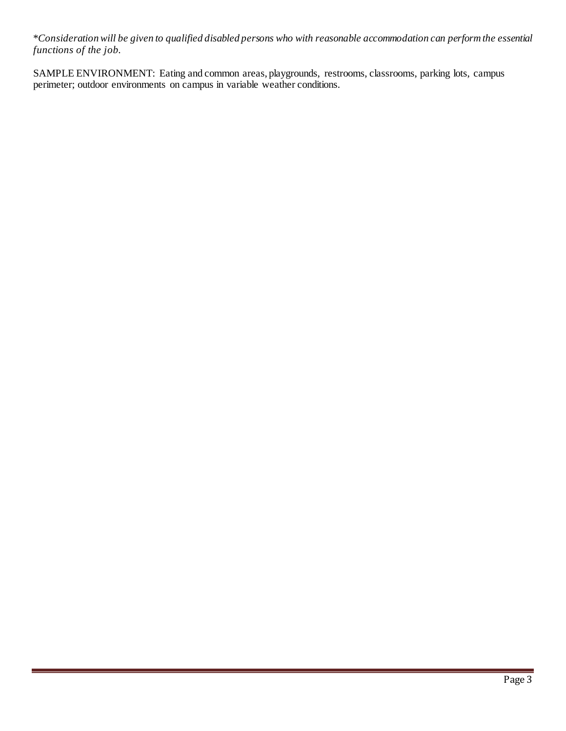**Consideration will be given to qualified disabled persons who with reasonable accommodation can perform the essential functions of the job.*

SAMPLE ENVIRONMENT: Eating and common areas, playgrounds, restrooms, classrooms, parking lots, campus perimeter; outdoor environments on campus in variable weather conditions.